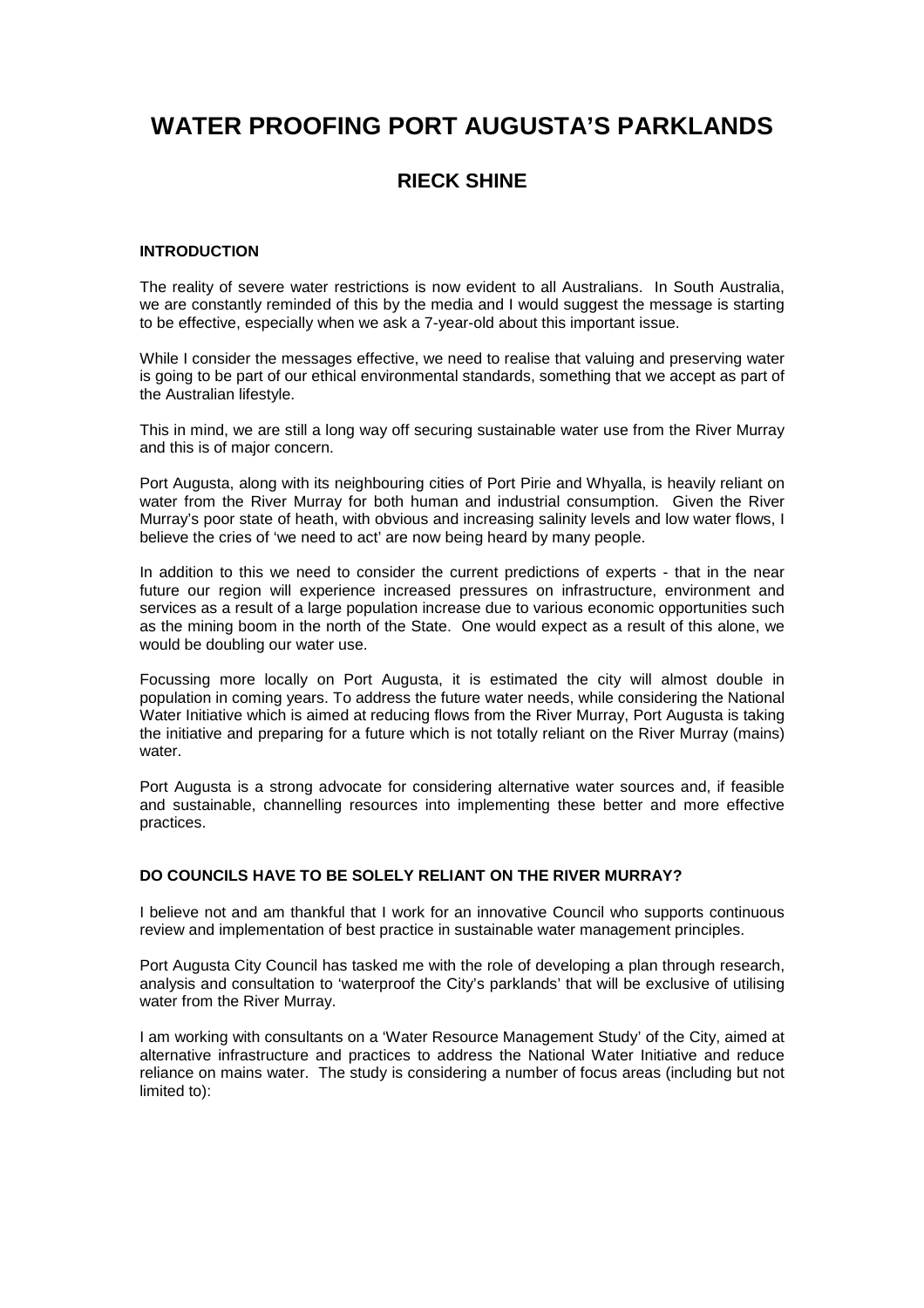# WATER PROOFING PORT AUGUSTA'S PARKLANDS

## RIECK SHINE

### INTRODUCTION

The reality of severe water restrictions is now evident to all Australians. In South Australia, we are constantly reminded of this by the media and I would suggest the message is starting to be effective, especially when we ask a 7-year-old about this important issue.

While I consider the messages effective, we need to realise that valuing and preserving water is going to be part of our ethical environmental standards, something that we accept as part of the Australian lifestyle.

This in mind, we are still a long way off securing sustainable water use from the River Murray and this is of major concern.

Port Augusta, along with its neighbouring cities of Port Pirie and Whyalla, is heavily reliant on water from the River Murray for both human and industrial consumption. Given the River Murray's poor state of heath, with obvious and increasing salinity levels and low water flows, I believe the cries of 'we need to act' are now being heard by many people.

In addition to this we need to consider the current predictions of experts - that in the near future our region will experience increased pressures on infrastructure, environment and services as a result of a large population increase due to various economic opportunities such as the mining boom in the north of the State. One would expect as a result of this alone, we would be doubling our water use.

Focussing more locally on Port Augusta, it is estimated the city will almost double in population in coming years. To address the future water needs, while considering the National Water Initiative which is aimed at reducing flows from the River Murray, Port Augusta is taking the initiative and preparing for a future which is not totally reliant on the River Murray (mains) water.

Port Augusta is a strong advocate for considering alternative water sources and, if feasible and sustainable, channelling resources into implementing these better and more effective practices.

### DO COUNCILS HAVE TO BE SOLELY RELIANT ON THE RIVER MURRAY?

I believe not and am thankful that I work for an innovative Council who supports continuous review and implementation of best practice in sustainable water management principles.

Port Augusta City Council has tasked me with the role of developing a plan through research, analysis and consultation to 'waterproof the City's parklands' that will be exclusive of utilising water from the River Murray.

I am working with consultants on a 'Water Resource Management Study' of the City, aimed at alternative infrastructure and practices to address the National Water Initiative and reduce reliance on mains water. The study is considering a number of focus areas (including but not limited to):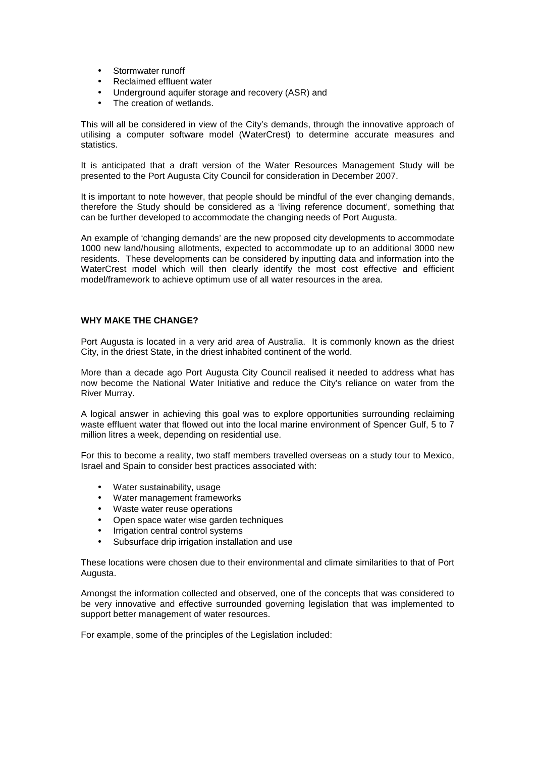- Stormwater runoff
- Reclaimed effluent water
- Underground aquifer storage and recovery (ASR) and
- The creation of wetlands.

This will all be considered in view of the City's demands, through the innovative approach of utilising a computer software model (WaterCrest) to determine accurate measures and statistics.

It is anticipated that a draft version of the Water Resources Management Study will be presented to the Port Augusta City Council for consideration in December 2007.

It is important to note however, that people should be mindful of the ever changing demands, therefore the Study should be considered as a 'living reference document', something that can be further developed to accommodate the changing needs of Port Augusta.

An example of 'changing demands' are the new proposed city developments to accommodate 1000 new land/housing allotments, expected to accommodate up to an additional 3000 new residents. These developments can be considered by inputting data and information into the WaterCrest model which will then clearly identify the most cost effective and efficient model/framework to achieve optimum use of all water resources in the area.

**WHY MAKE THE CHANGE?**

Port Augusta is located in a very arid area of Australia. It is commonly known as the driest City, in the driest State, in the driest inhabited continent of the world.

More than a decade ago Port Augusta City Council realised it needed to address what has now become the National Water Initiative and reduce the City's reliance on water from the River Murray.

A logical answer in achieving this goal was to explore opportunities surrounding reclaiming waste effluent water that flowed out into the local marine environment of Spencer Gulf, 5 to 7 million litres a week, depending on residential use.

For this to become a reality, two staff members travelled overseas on a study tour to Mexico, Israel and Spain to consider best practices associated with:

- Water sustainability, usage
- Water management frameworks
- Waste water reuse operations
- Open space water wise garden techniques
- Irrigation central control systems
- Subsurface drip irrigation installation and use

These locations were chosen due to their environmental and climate similarities to that of Port Augusta.

Amongst the information collected and observed, one of the concepts that was considered to be very innovative and effective surrounded governing legislation that was implemented to support better management of water resources.

For example, some of the principles of the Legislation included: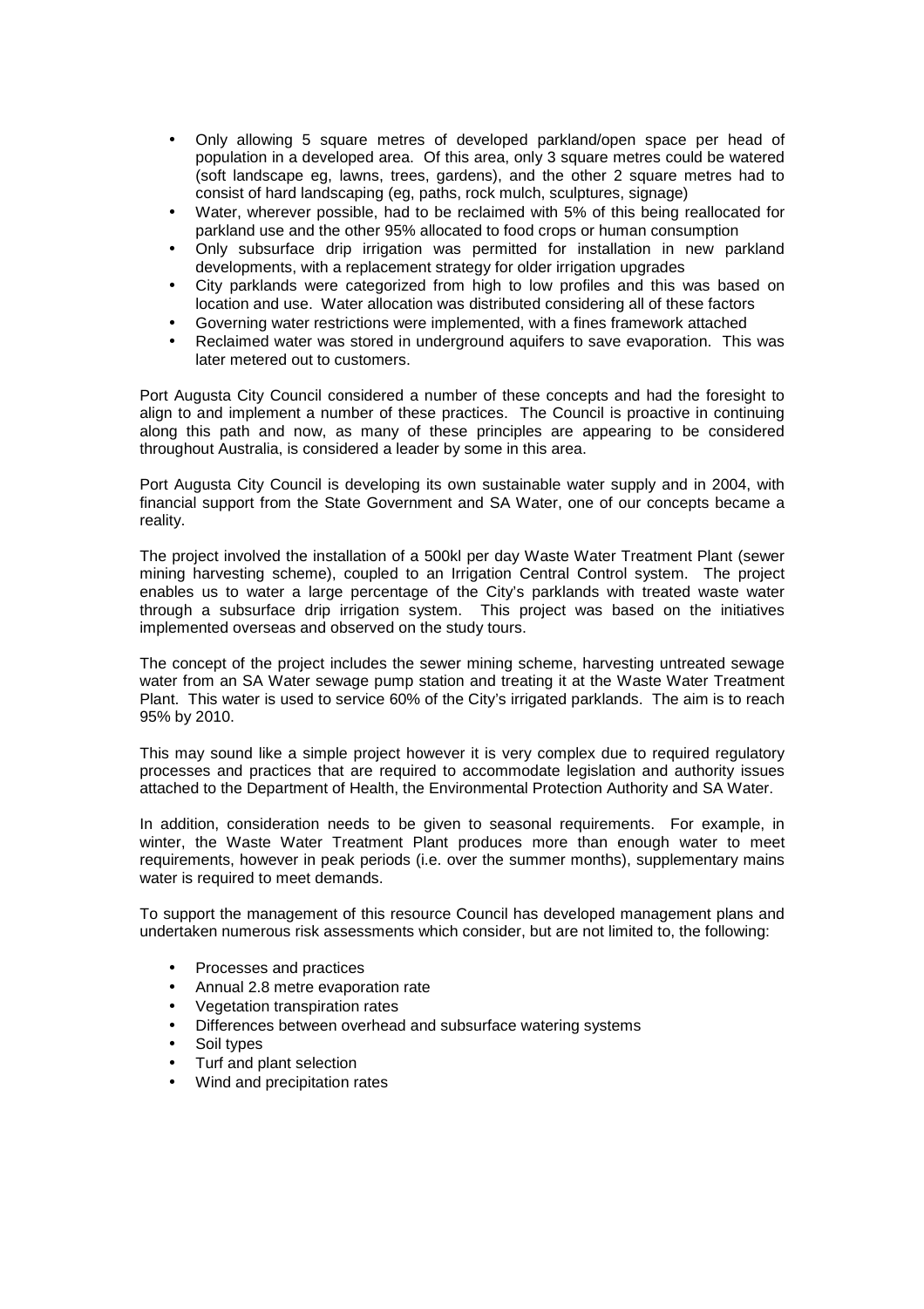- Only allowing 5 square metres of developed parkland/open space per head of population in a developed area. Of this area, only 3 square metres could be watered (soft landscape eg, lawns, trees, gardens), and the other 2 square metres had to consist of hard landscaping (eg, paths, rock mulch, sculptures, signage)
- Water, wherever possible, had to be reclaimed with 5% of this being reallocated for parkland use and the other 95% allocated to food crops or human consumption
- Only subsurface drip irrigation was permitted for installation in new parkland developments, with a replacement strategy for older irrigation upgrades
- City parklands were categorized from high to low profiles and this was based on location and use. Water allocation was distributed considering all of these factors
- Governing water restrictions were implemented, with a fines framework attached
- Reclaimed water was stored in underground aquifers to save evaporation. This was later metered out to customers.

Port Augusta City Council considered a number of these concepts and had the foresight to align to and implement a number of these practices. The Council is proactive in continuing along this path and now, as many of these principles are appearing to be considered throughout Australia, is considered a leader by some in this area.

Port Augusta City Council is developing its own sustainable water supply and in 2004, with financial support from the State Government and SA Water, one of our concepts became a reality.

The project involved the installation of a 500kl per day Waste Water Treatment Plant (sewer mining harvesting scheme), coupled to an Irrigation Central Control system. The project enables us to water a large percentage of the City's parklands with treated waste water through a subsurface drip irrigation system. This project was based on the initiatives implemented overseas and observed on the study tours.

The concept of the project includes the sewer mining scheme, harvesting untreated sewage water from an SA Water sewage pump station and treating it at the Waste Water Treatment Plant. This water is used to service 60% of the City's irrigated parklands. The aim is to reach 95% by 2010.

This may sound like a simple project however it is very complex due to required regulatory processes and practices that are required to accommodate legislation and authority issues attached to the Department of Health, the Environmental Protection Authority and SA Water.

In addition, consideration needs to be given to seasonal requirements. For example, in winter, the Waste Water Treatment Plant produces more than enough water to meet requirements, however in peak periods (i.e. over the summer months), supplementary mains water is required to meet demands.

To support the management of this resource Council has developed management plans and undertaken numerous risk assessments which consider, but are not limited to, the following:

- Processes and practices
- Annual 2.8 metre evaporation rate
- Vegetation transpiration rates
- Differences between overhead and subsurface watering systems
- Soil types
- Turf and plant selection
- Wind and precipitation rates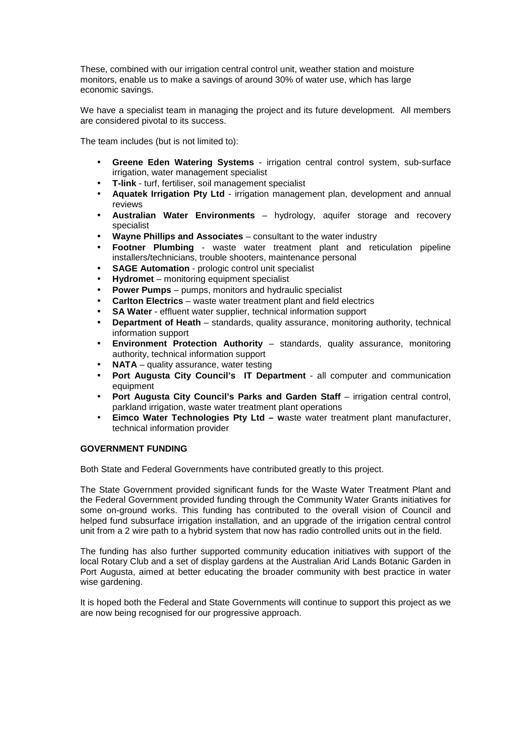These, combined with our irrigation central control unit, weather station and moisture monitors, enable us to make a savings of around 30% of water use, which has large economic savings.

We have a specialist team in managing the project and its future development. All members are considered pivotal to its success.

The team includes (but is not limited to):

- **Greene Eden Watering Systems** - irrigation central control system, sub-surface irrigation, water management specialist
- **T-link** - turf, fertiliser, soil management specialist
- **Aquatek Irrigation Pty Ltd** - irrigation management plan, development and annual reviews
- **Australian Water Environments** – hydrology, aquifer storage and recovery specialist
- **Wayne Phillips and Associates** – consultant to the water industry
- **Footner Plumbing** - waste water treatment plant and reticulation pipeline installers/technicians, trouble shooters, maintenance personal
- **SAGE Automation** - prologic control unit specialist
- **Hydromet** – monitoring equipment specialist
- **Power Pumps** – pumps, monitors and hydraulic specialist
- **Carlton Electrics** – waste water treatment plant and field electrics
- **SA Water** - effluent water supplier, technical information support
- **Department of Heath** – standards, quality assurance, monitoring authority, technical information support
- **Environment Protection Authority** – standards, quality assurance, monitoring authority, technical information support
- **NATA** – quality assurance, water testing
- **Port Augusta City Council's IT Department** - all computer and communication equipment
- **Port Augusta City Council's Parks and Garden Staff** – irrigation central control, parkland irrigation, waste water treatment plant operations
- **Eimco Water Technologies Pty Ltd – w**aste water treatment plant manufacturer, technical information provider

**GOVERNMENT FUNDING**

Both State and Federal Governments have contributed greatly to this project.

The State Government provided significant funds for the Waste Water Treatment Plant and the Federal Government provided funding through the Community Water Grants initiatives for some on-ground works. This funding has contributed to the overall vision of Council and helped fund subsurface irrigation installation, and an upgrade of the irrigation central control unit from a 2 wire path to a hybrid system that now has radio controlled units out in the field.

The funding has also further supported community education initiatives with support of the local Rotary Club and a set of display gardens at the Australian Arid Lands Botanic Garden in Port Augusta, aimed at better educating the broader community with best practice in water wise gardening.

It is hoped both the Federal and State Governments will continue to support this project as we are now being recognised for our progressive approach.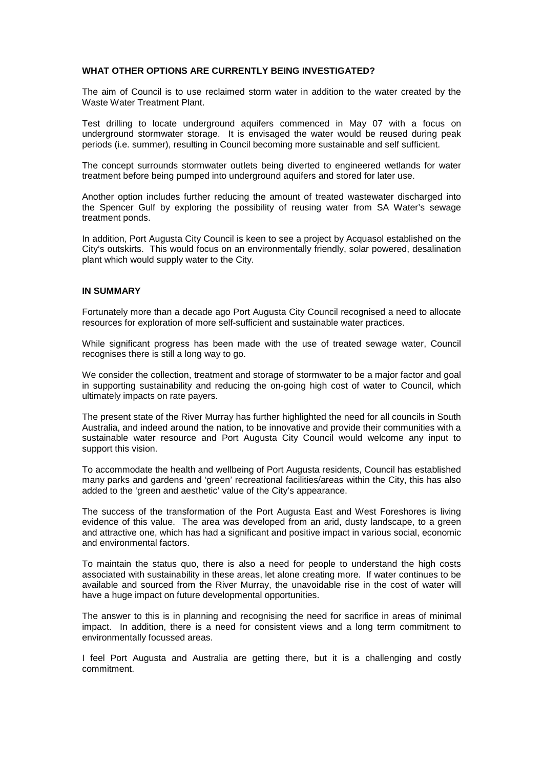**WHAT OTHER OPTIONS ARE CURRENTLY BEING INVESTIGATED?**

The aim of Council is to use reclaimed storm water in addition to the water created by the Waste Water Treatment Plant.

Test drilling to locate underground aquifers commenced in May 07 with a focus on underground stormwater storage. It is envisaged the water would be reused during peak periods (i.e. summer), resulting in Council becoming more sustainable and self sufficient.

The concept surrounds stormwater outlets being diverted to engineered wetlands for water treatment before being pumped into underground aquifers and stored for later use.

Another option includes further reducing the amount of treated wastewater discharged into the Spencer Gulf by exploring the possibility of reusing water from SA Water's sewage treatment ponds.

In addition, Port Augusta City Council is keen to see a project by Acquasol established on the City's outskirts. This would focus on an environmentally friendly, solar powered, desalination plant which would supply water to the City.

**IN SUMMARY**

Fortunately more than a decade ago Port Augusta City Council recognised a need to allocate resources for exploration of more self-sufficient and sustainable water practices.

While significant progress has been made with the use of treated sewage water, Council recognises there is still a long way to go.

We consider the collection, treatment and storage of stormwater to be a major factor and goal in supporting sustainability and reducing the on-going high cost of water to Council, which ultimately impacts on rate payers.

The present state of the River Murray has further highlighted the need for all councils in South Australia, and indeed around the nation, to be innovative and provide their communities with a sustainable water resource and Port Augusta City Council would welcome any input to support this vision.

To accommodate the health and wellbeing of Port Augusta residents, Council has established many parks and gardens and 'green' recreational facilities/areas within the City, this has also added to the 'green and aesthetic' value of the City's appearance.

The success of the transformation of the Port Augusta East and West Foreshores is living evidence of this value. The area was developed from an arid, dusty landscape, to a green and attractive one, which has had a significant and positive impact in various social, economic and environmental factors.

To maintain the status quo, there is also a need for people to understand the high costs associated with sustainability in these areas, let alone creating more. If water continues to be available and sourced from the River Murray, the unavoidable rise in the cost of water will have a huge impact on future developmental opportunities.

The answer to this is in planning and recognising the need for sacrifice in areas of minimal impact. In addition, there is a need for consistent views and a long term commitment to environmentally focussed areas.

I feel Port Augusta and Australia are getting there, but it is a challenging and costly commitment.